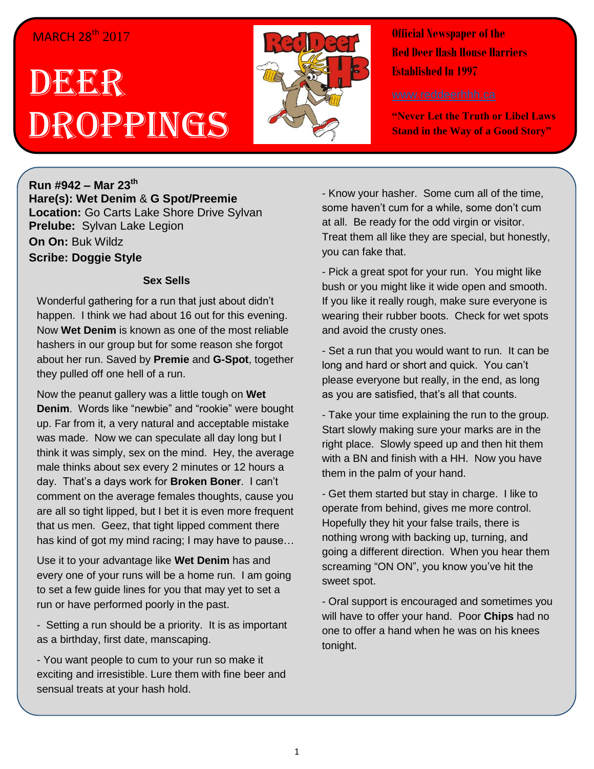MARCH 28th 2017

# DEER DROPPINGS

**Official Newspaper of the Red Deer Hash House Harriers Established In 1997**

www.reddeerhhh.ca

**"Never Let the Truth or Libel Laws Stand in the Way of a Good Story"**

**Run #942 – Mar 23th**
**Hare(s): Wet Denim** & **G Spot/Preemie**
**Location:** Go Carts Lake Shore Drive Sylvan
**Prelube:** Sylvan Lake Legion
**On On:** Buk Wildz
**Scribe: Doggie Style**

### Sex Sells

Wonderful gathering for a run that just about didn't happen. I think we had about 16 out for this evening. Now **Wet Denim** is known as one of the most reliable hashers in our group but for some reason she forgot about her run. Saved by **Premie** and **G-Spot**, together they pulled off one hell of a run.

Now the peanut gallery was a little tough on **Wet Denim**. Words like "newbie" and "rookie" were bought up. Far from it, a very natural and acceptable mistake was made. Now we can speculate all day long but I think it was simply, sex on the mind. Hey, the average male thinks about sex every 2 minutes or 12 hours a day. That's a days work for **Broken Boner**. I can't comment on the average females thoughts, cause you are all so tight lipped, but I bet it is even more frequent that us men. Geez, that tight lipped comment there has kind of got my mind racing; I may have to pause…

Use it to your advantage like **Wet Denim** has and every one of your runs will be a home run. I am going to set a few guide lines for you that may yet to set a run or have performed poorly in the past.

- Setting a run should be a priority. It is as important as a birthday, first date, manscaping.

- You want people to cum to your run so make it exciting and irresistible. Lure them with fine beer and sensual treats at your hash hold.

- Know your hasher. Some cum all of the time, some haven't cum for a while, some don't cum at all. Be ready for the odd virgin or visitor. Treat them all like they are special, but honestly, you can fake that.

- Pick a great spot for your run. You might like bush or you might like it wide open and smooth. If you like it really rough, make sure everyone is wearing their rubber boots. Check for wet spots and avoid the crusty ones.

- Set a run that you would want to run. It can be long and hard or short and quick. You can't please everyone but really, in the end, as long as you are satisfied, that's all that counts.

- Take your time explaining the run to the group. Start slowly making sure your marks are in the right place. Slowly speed up and then hit them with a BN and finish with a HH. Now you have them in the palm of your hand.

- Get them started but stay in charge. I like to operate from behind, gives me more control. Hopefully they hit your false trails, there is nothing wrong with backing up, turning, and going a different direction. When you hear them screaming "ON ON", you know you've hit the sweet spot.

- Oral support is encouraged and sometimes you will have to offer your hand. Poor **Chips** had no one to offer a hand when he was on his knees tonight.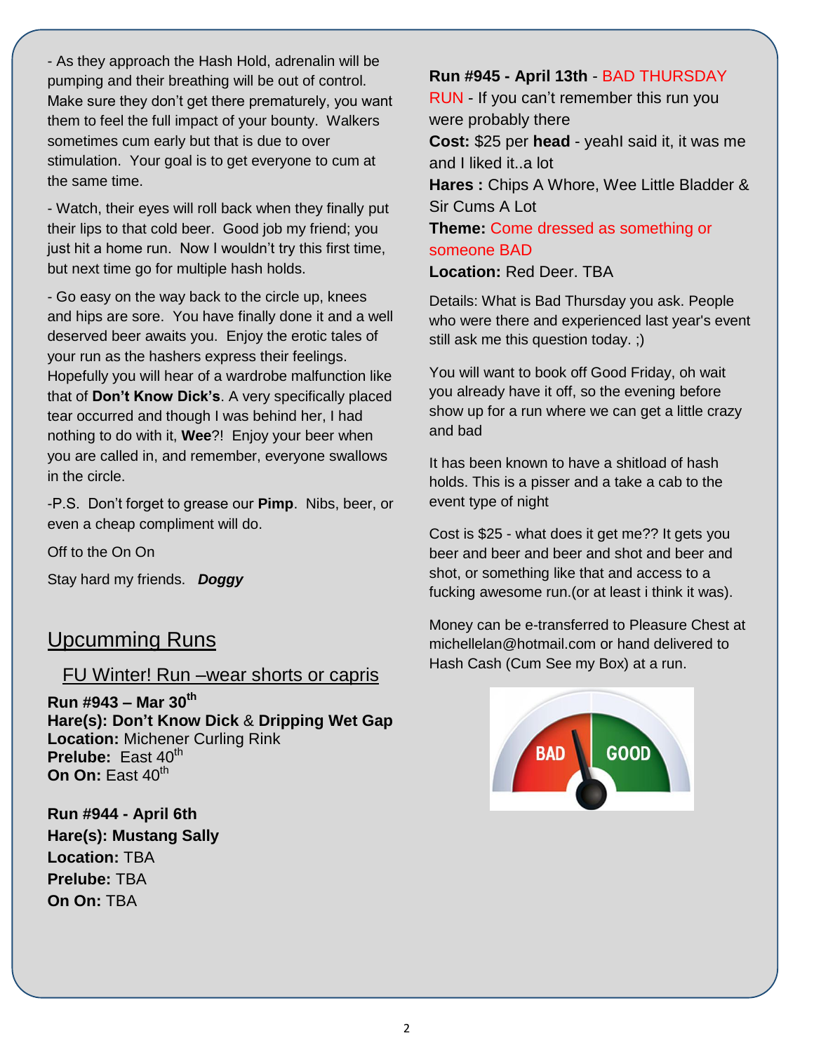- As they approach the Hash Hold, adrenalin will be pumping and their breathing will be out of control. Make sure they don't get there prematurely, you want them to feel the full impact of your bounty. Walkers sometimes cum early but that is due to over stimulation. Your goal is to get everyone to cum at the same time.

- Watch, their eyes will roll back when they finally put their lips to that cold beer. Good job my friend; you just hit a home run. Now I wouldn't try this first time, but next time go for multiple hash holds.

- Go easy on the way back to the circle up, knees and hips are sore. You have finally done it and a well deserved beer awaits you. Enjoy the erotic tales of your run as the hashers express their feelings. Hopefully you will hear of a wardrobe malfunction like that of **Don't Know Dick's**. A very specifically placed tear occurred and though I was behind her, I had nothing to do with it, **Wee**?! Enjoy your beer when you are called in, and remember, everyone swallows in the circle.

-P.S. Don't forget to grease our **Pimp**. Nibs, beer, or even a cheap compliment will do.

Off to the On On

Stay hard my friends. ***Doggy***

## Upcumming Runs

### FU Winter! Run –wear shorts or capris

**Run #943 – Mar 30th**
**Hare(s): Don't Know Dick** & **Dripping Wet Gap**
**Location:** Michener Curling Rink
**Prelube:** East 40th
**On On:** East 40th

**Run #944 - April 6th**
**Hare(s): Mustang Sally**
**Location:** TBA
**Prelube:** TBA
**On On:** TBA

**Run #945 - April 13th** - BAD THURSDAY RUN - If you can't remember this run you were probably there
**Cost:** $25 per **head** - yeahI said it, it was me and I liked it..a lot
**Hares :** Chips A Whore, Wee Little Bladder & Sir Cums A Lot
**Theme:** Come dressed as something or someone BAD
**Location:** Red Deer. TBA

Details: What is Bad Thursday you ask. People who were there and experienced last year's event still ask me this question today. ;)

You will want to book off Good Friday, oh wait you already have it off, so the evening before show up for a run where we can get a little crazy and bad

It has been known to have a shitload of hash holds. This is a pisser and a take a cab to the event type of night

Cost is $25 - what does it get me?? It gets you beer and beer and shot and beer and shot, or something like that and access to a fucking awesome run.(or at least i think it was).

Money can be e-transferred to Pleasure Chest at michellelan@hotmail.com or hand delivered to Hash Cash (Cum See my Box) at a run.

BAD GOOD